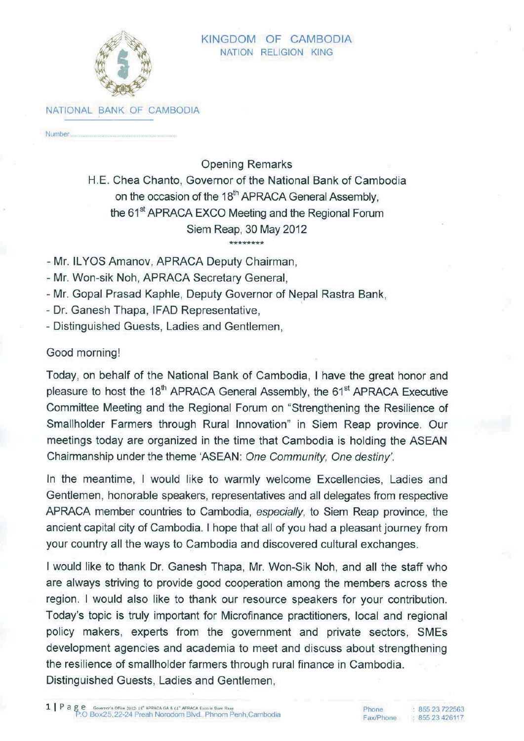KINGDOM OF CAMBODIA
NATION RELIGION KING

NATIONAL BANK OF CAMBODIA

Number.........................................

## Opening Remarks

H.E. Chea Chanto, Governor of the National Bank of Cambodia
on the occasion of the 18th APRACA General Assembly,
the 61st APRACA EXCO Meeting and the Regional Forum
Siem Reap, 30 May 2012

********

- Mr. ILYOS Amanov, APRACA Deputy Chairman,
- Mr. Won-sik Noh, APRACA Secretary General,
- Mr. Gopal Prasad Kaphle, Deputy Governor of Nepal Rastra Bank,
- Dr. Ganesh Thapa, IFAD Representative,
- Distinguished Guests, Ladies and Gentlemen,

Good morning!

Today, on behalf of the National Bank of Cambodia, I have the great honor and pleasure to host the 18th APRACA General Assembly, the 61st APRACA Executive Committee Meeting and the Regional Forum on "Strengthening the Resilience of Smallholder Farmers through Rural Innovation" in Siem Reap province. Our meetings today are organized in the time that Cambodia is holding the ASEAN Chairmanship under the theme 'ASEAN: *One Community, One destiny*'.

In the meantime, I would like to warmly welcome Excellencies, Ladies and Gentlemen, honorable speakers, representatives and all delegates from respective APRACA member countries to Cambodia, *especially*, to Siem Reap province, the ancient capital city of Cambodia. I hope that all of you had a pleasant journey from your country all the ways to Cambodia and discovered cultural exchanges.

I would like to thank Dr. Ganesh Thapa, Mr. Won-Sik Noh, and all the staff who are always striving to provide good cooperation among the members across the region. I would also like to thank our resource speakers for your contribution. Today's topic is truly important for Microfinance practitioners, local and regional policy makers, experts from the government and private sectors, SMEs development agencies and academia to meet and discuss about strengthening the resilience of smallholder farmers through rural finance in Cambodia.

Distinguished Guests, Ladies and Gentlemen,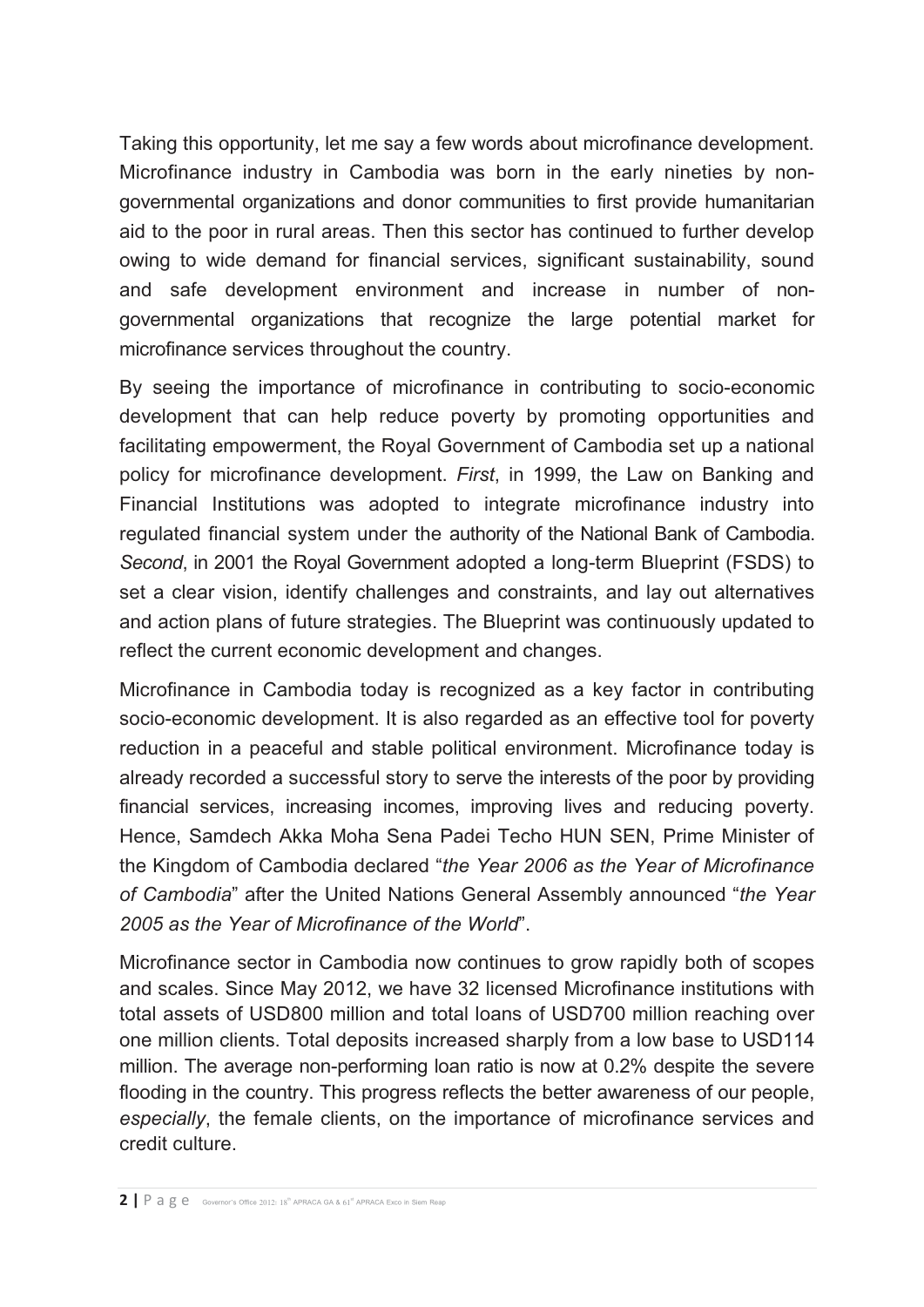Taking this opportunity, let me say a few words about microfinance development. Microfinance industry in Cambodia was born in the early nineties by non-governmental organizations and donor communities to first provide humanitarian aid to the poor in rural areas. Then this sector has continued to further develop owing to wide demand for financial services, significant sustainability, sound and safe development environment and increase in number of non-governmental organizations that recognize the large potential market for microfinance services throughout the country.

By seeing the importance of microfinance in contributing to socio-economic development that can help reduce poverty by promoting opportunities and facilitating empowerment, the Royal Government of Cambodia set up a national policy for microfinance development. *First*, in 1999, the Law on Banking and Financial Institutions was adopted to integrate microfinance industry into regulated financial system under the authority of the National Bank of Cambodia. *Second*, in 2001 the Royal Government adopted a long-term Blueprint (FSDS) to set a clear vision, identify challenges and constraints, and lay out alternatives and action plans of future strategies. The Blueprint was continuously updated to reflect the current economic development and changes.

Microfinance in Cambodia today is recognized as a key factor in contributing socio-economic development. It is also regarded as an effective tool for poverty reduction in a peaceful and stable political environment. Microfinance today is already recorded a successful story to serve the interests of the poor by providing financial services, increasing incomes, improving lives and reducing poverty. Hence, Samdech Akka Moha Sena Padei Techo HUN SEN, Prime Minister of the Kingdom of Cambodia declared "*the Year 2006 as the Year of Microfinance of Cambodia*" after the United Nations General Assembly announced "*the Year 2005 as the Year of Microfinance of the World*".

Microfinance sector in Cambodia now continues to grow rapidly both of scopes and scales. Since May 2012, we have 32 licensed Microfinance institutions with total assets of USD800 million and total loans of USD700 million reaching over one million clients. Total deposits increased sharply from a low base to USD114 million. The average non-performing loan ratio is now at 0.2% despite the severe flooding in the country. This progress reflects the better awareness of our people, *especially*, the female clients, on the importance of microfinance services and credit culture.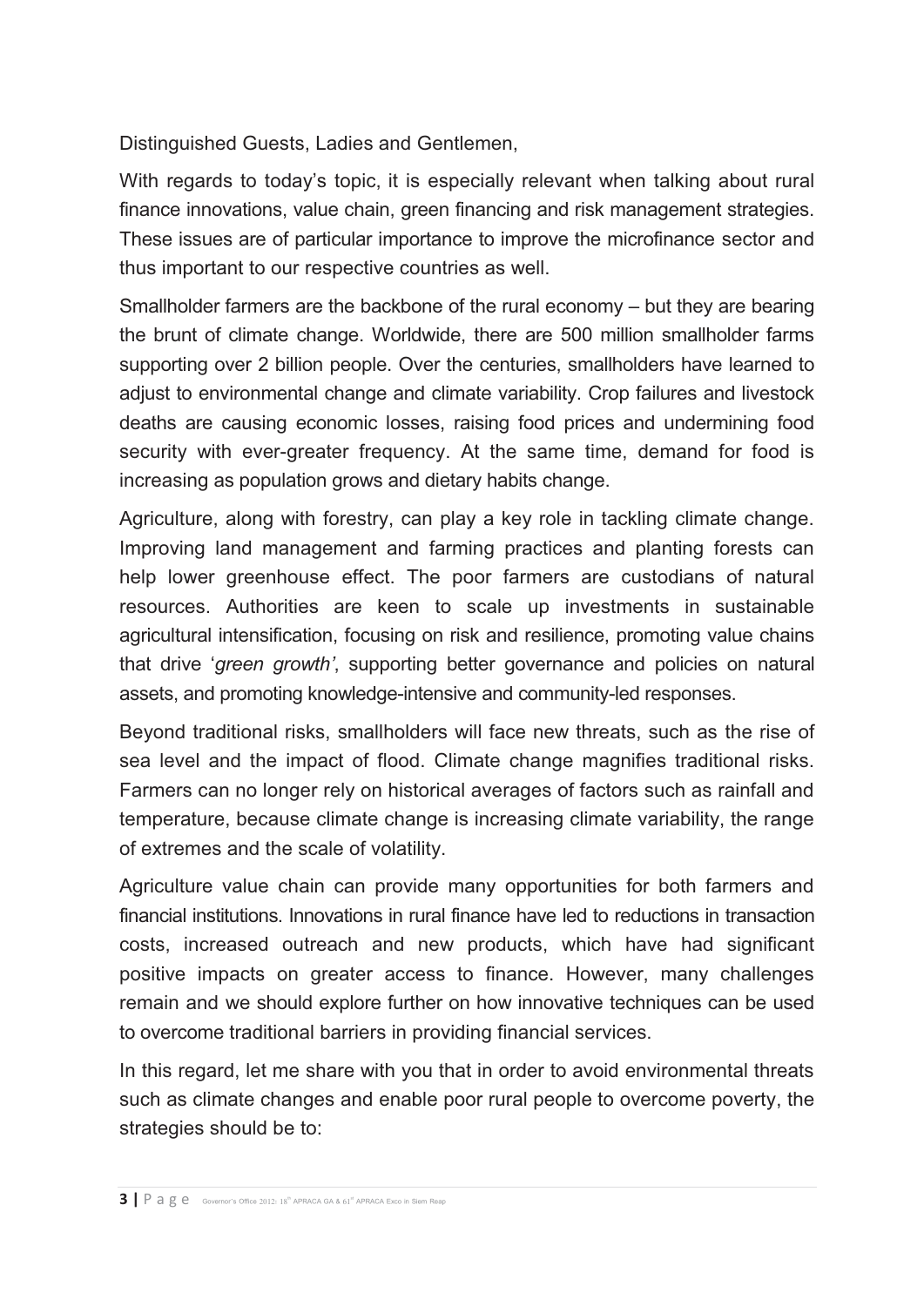Distinguished Guests, Ladies and Gentlemen,

With regards to today's topic, it is especially relevant when talking about rural finance innovations, value chain, green financing and risk management strategies. These issues are of particular importance to improve the microfinance sector and thus important to our respective countries as well.

Smallholder farmers are the backbone of the rural economy – but they are bearing the brunt of climate change. Worldwide, there are 500 million smallholder farms supporting over 2 billion people. Over the centuries, smallholders have learned to adjust to environmental change and climate variability. Crop failures and livestock deaths are causing economic losses, raising food prices and undermining food security with ever-greater frequency. At the same time, demand for food is increasing as population grows and dietary habits change.

Agriculture, along with forestry, can play a key role in tackling climate change. Improving land management and farming practices and planting forests can help lower greenhouse effect. The poor farmers are custodians of natural resources. Authorities are keen to scale up investments in sustainable agricultural intensification, focusing on risk and resilience, promoting value chains that drive '*green growth'*, supporting better governance and policies on natural assets, and promoting knowledge-intensive and community-led responses.

Beyond traditional risks, smallholders will face new threats, such as the rise of sea level and the impact of flood. Climate change magnifies traditional risks. Farmers can no longer rely on historical averages of factors such as rainfall and temperature, because climate change is increasing climate variability, the range of extremes and the scale of volatility.

Agriculture value chain can provide many opportunities for both farmers and financial institutions. Innovations in rural finance have led to reductions in transaction costs, increased outreach and new products, which have had significant positive impacts on greater access to finance. However, many challenges remain and we should explore further on how innovative techniques can be used to overcome traditional barriers in providing financial services.

In this regard, let me share with you that in order to avoid environmental threats such as climate changes and enable poor rural people to overcome poverty, the strategies should be to: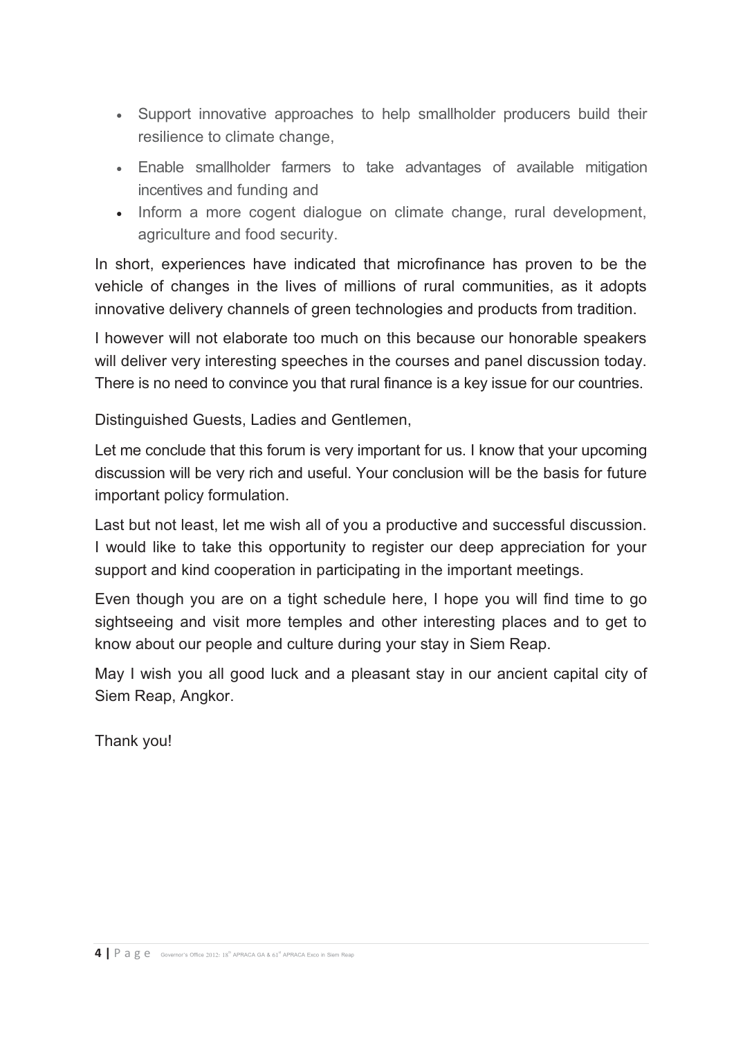- Support innovative approaches to help smallholder producers build their resilience to climate change,
- Enable smallholder farmers to take advantages of available mitigation incentives and funding and
- Inform a more cogent dialogue on climate change, rural development, agriculture and food security.

In short, experiences have indicated that microfinance has proven to be the vehicle of changes in the lives of millions of rural communities, as it adopts innovative delivery channels of green technologies and products from tradition.

I however will not elaborate too much on this because our honorable speakers will deliver very interesting speeches in the courses and panel discussion today. There is no need to convince you that rural finance is a key issue for our countries.

Distinguished Guests, Ladies and Gentlemen,

Let me conclude that this forum is very important for us. I know that your upcoming discussion will be very rich and useful. Your conclusion will be the basis for future important policy formulation.

Last but not least, let me wish all of you a productive and successful discussion. I would like to take this opportunity to register our deep appreciation for your support and kind cooperation in participating in the important meetings.

Even though you are on a tight schedule here, I hope you will find time to go sightseeing and visit more temples and other interesting places and to get to know about our people and culture during your stay in Siem Reap.

May I wish you all good luck and a pleasant stay in our ancient capital city of Siem Reap, Angkor.

Thank you!